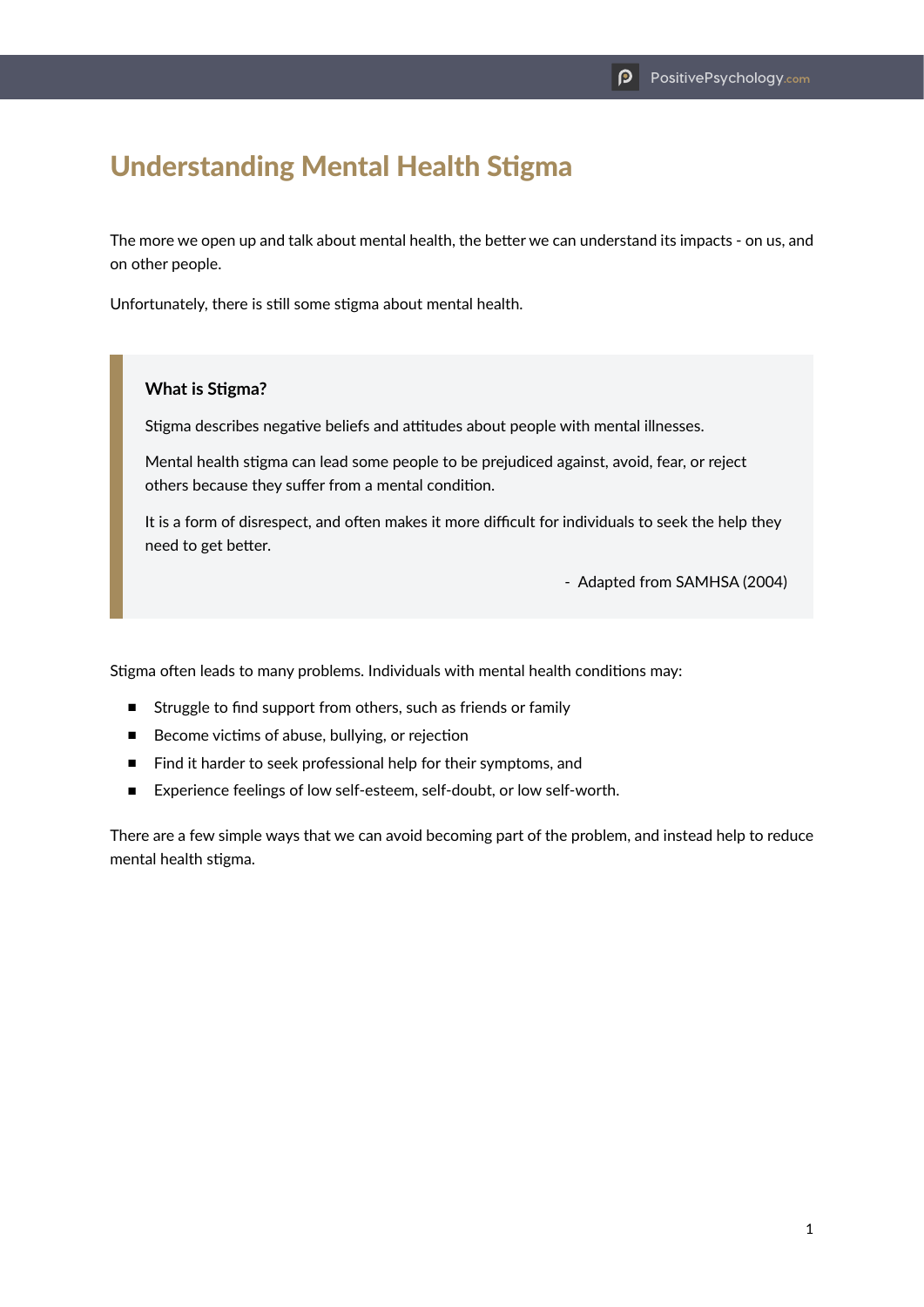# Understanding Mental Health Stigma

The more we open up and talk about mental health, the better we can understand its impacts - on us, and on other people.

Unfortunately, there is still some stigma about mental health.

> **What is Stigma?**
>
> Stigma describes negative beliefs and attitudes about people with mental illnesses.
>
> Mental health stigma can lead some people to be prejudiced against, avoid, fear, or reject others because they suffer from a mental condition.
>
> It is a form of disrespect, and often makes it more difficult for individuals to seek the help they need to get better.
>
> - Adapted from SAMHSA (2004)

Stigma often leads to many problems. Individuals with mental health conditions may:

- Struggle to find support from others, such as friends or family
- Become victims of abuse, bullying, or rejection
- Find it harder to seek professional help for their symptoms, and
- Experience feelings of low self-esteem, self-doubt, or low self-worth.

There are a few simple ways that we can avoid becoming part of the problem, and instead help to reduce mental health stigma.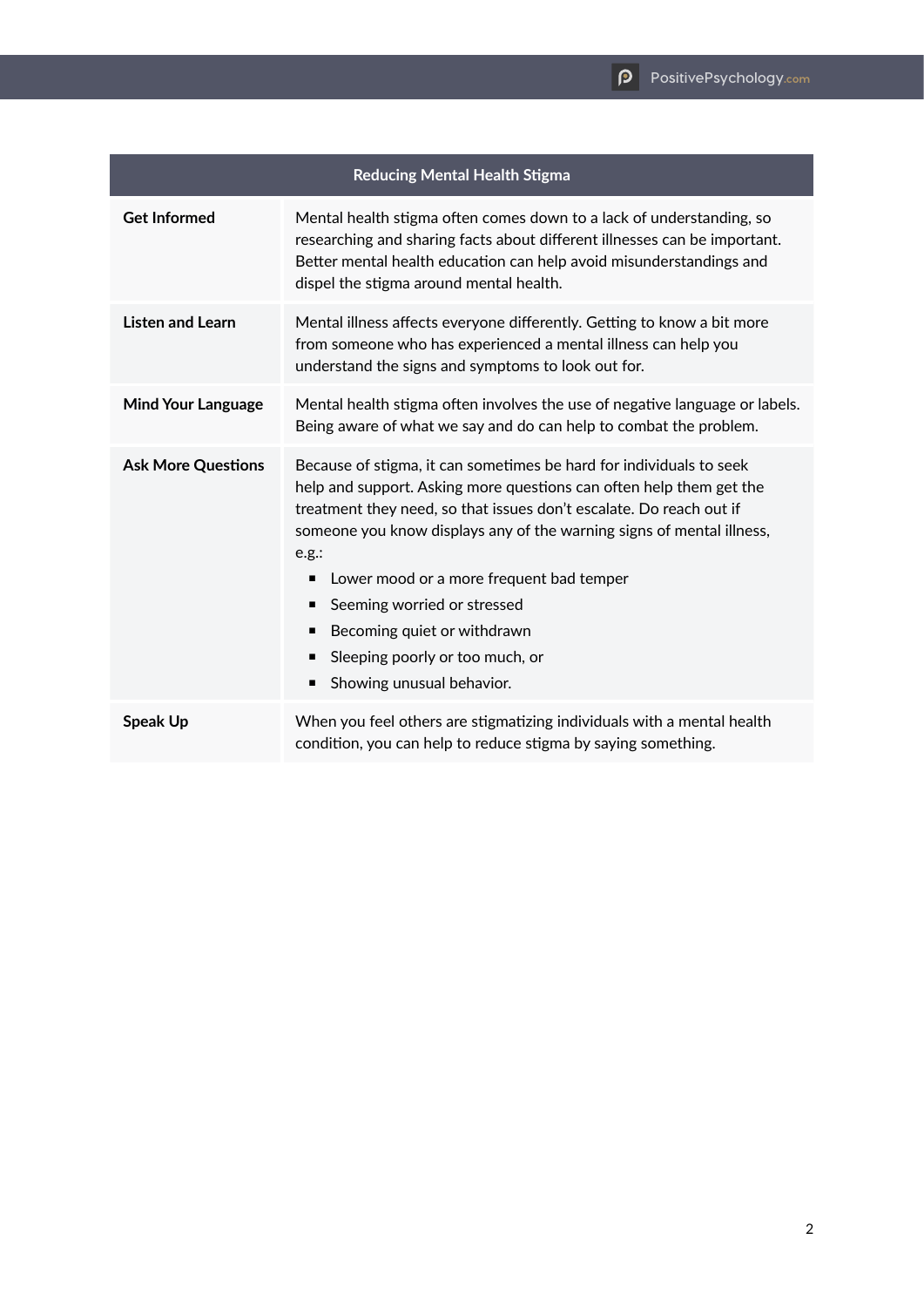| Reducing Mental Health Stigma | |
|---|---|
| **Get Informed** | Mental health stigma often comes down to a lack of understanding, so researching and sharing facts about different illnesses can be important. Better mental health education can help avoid misunderstandings and dispel the stigma around mental health. |
| **Listen and Learn** | Mental illness affects everyone differently. Getting to know a bit more from someone who has experienced a mental illness can help you understand the signs and symptoms to look out for. |
| **Mind Your Language** | Mental health stigma often involves the use of negative language or labels. Being aware of what we say and do can help to combat the problem. |
| **Ask More Questions** | Because of stigma, it can sometimes be hard for individuals to seek help and support. Asking more questions can often help them get the treatment they need, so that issues don't escalate. Do reach out if someone you know displays any of the warning signs of mental illness, e.g.: <br>▪ Lower mood or a more frequent bad temper <br>▪ Seeming worried or stressed <br>▪ Becoming quiet or withdrawn <br>▪ Sleeping poorly or too much, or <br>▪ Showing unusual behavior. |
| **Speak Up** | When you feel others are stigmatizing individuals with a mental health condition, you can help to reduce stigma by saying something. |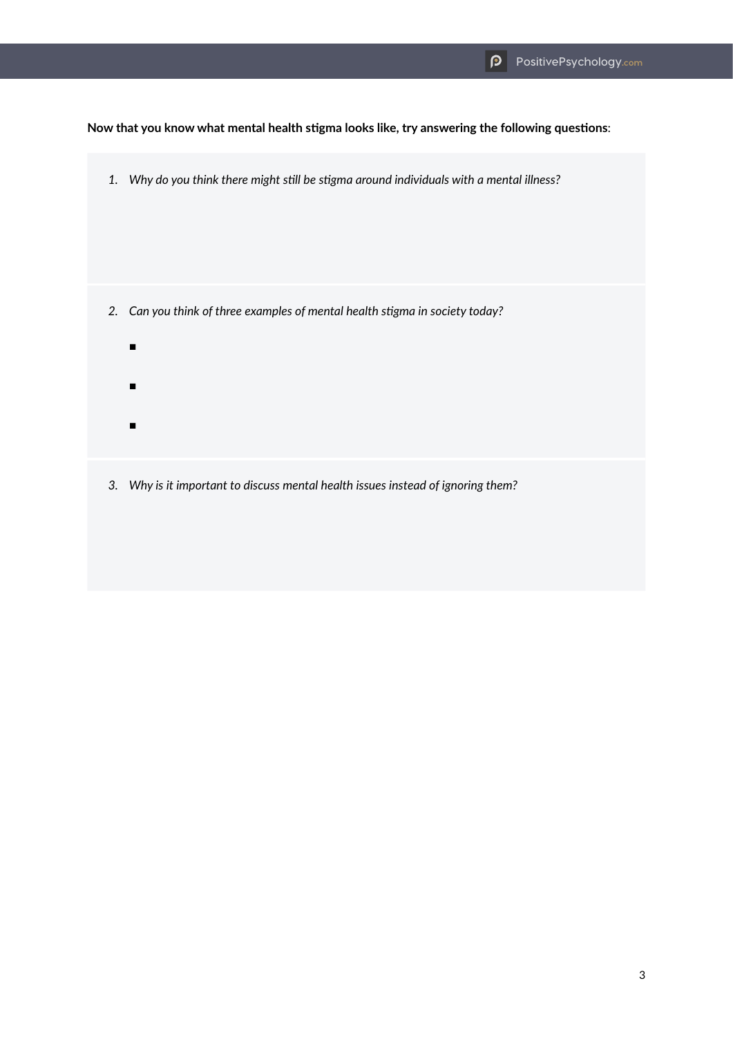**Now that you know what mental health stigma looks like, try answering the following questions**:

1. *Why do you think there might still be stigma around individuals with a mental illness?*

2. *Can you think of three examples of mental health stigma in society today?*

   - 
   - 
   - 

3. *Why is it important to discuss mental health issues instead of ignoring them?*